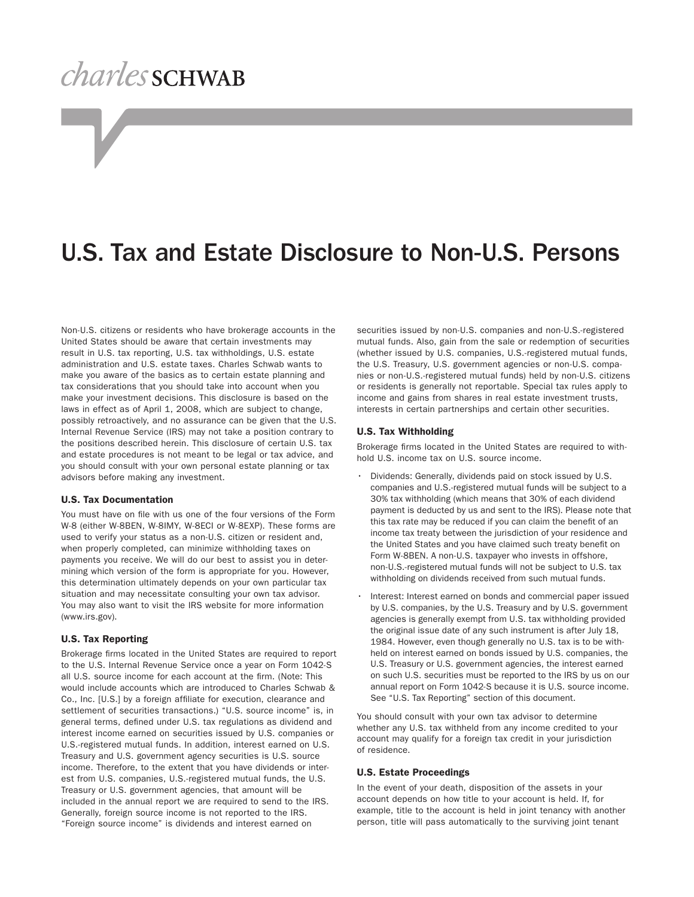charles SCHWAB

# U.S. Tax and Estate Disclosure to Non-U.S. Persons

Non-U.S. citizens or residents who have brokerage accounts in the United States should be aware that certain investments may result in U.S. tax reporting, U.S. tax withholdings, U.S. estate administration and U.S. estate taxes. Charles Schwab wants to make you aware of the basics as to certain estate planning and tax considerations that you should take into account when you make your investment decisions. This disclosure is based on the laws in effect as of April 1, 2008, which are subject to change, possibly retroactively, and no assurance can be given that the U.S. Internal Revenue Service (IRS) may not take a position contrary to the positions described herein. This disclosure of certain U.S. tax and estate procedures is not meant to be legal or tax advice, and you should consult with your own personal estate planning or tax advisors before making any investment.

### U.S. Tax Documentation

You must have on file with us one of the four versions of the Form W-8 (either W-8BEN, W-8IMY, W-8ECI or W-8EXP). These forms are used to verify your status as a non-U.S. citizen or resident and, when properly completed, can minimize withholding taxes on payments you receive. We will do our best to assist you in determining which version of the form is appropriate for you. However, this determination ultimately depends on your own particular tax situation and may necessitate consulting your own tax advisor. You may also want to visit the IRS website for more information (www.irs.gov).

### U.S. Tax Reporting

Brokerage firms located in the United States are required to report to the U.S. Internal Revenue Service once a year on Form 1042-S all U.S. source income for each account at the firm. (Note: This would include accounts which are introduced to Charles Schwab & Co., Inc. [U.S.] by a foreign affiliate for execution, clearance and settlement of securities transactions.) "U.S. source income" is, in general terms, defined under U.S. tax regulations as dividend and interest income earned on securities issued by U.S. companies or U.S.-registered mutual funds. In addition, interest earned on U.S. Treasury and U.S. government agency securities is U.S. source income. Therefore, to the extent that you have dividends or interest from U.S. companies, U.S.-registered mutual funds, the U.S. Treasury or U.S. government agencies, that amount will be included in the annual report we are required to send to the IRS. Generally, foreign source income is not reported to the IRS. "Foreign source income" is dividends and interest earned on securities issued by non-U.S. companies and non-U.S.-registered mutual funds. Also, gain from the sale or redemption of securities (whether issued by U.S. companies, U.S.-registered mutual funds, the U.S. Treasury, U.S. government agencies or non-U.S. companies or non-U.S.-registered mutual funds) held by non-U.S. citizens or residents is generally not reportable. Special tax rules apply to income and gains from shares in real estate investment trusts, interests in certain partnerships and certain other securities.

### U.S. Tax Withholding

Brokerage firms located in the United States are required to withhold U.S. income tax on U.S. source income.

- Dividends: Generally, dividends paid on stock issued by U.S. companies and U.S.-registered mutual funds will be subject to a 30% tax withholding (which means that 30% of each dividend payment is deducted by us and sent to the IRS). Please note that this tax rate may be reduced if you can claim the benefit of an income tax treaty between the jurisdiction of your residence and the United States and you have claimed such treaty benefit on Form W-8BEN. A non-U.S. taxpayer who invests in offshore, non-U.S.-registered mutual funds will not be subject to U.S. tax withholding on dividends received from such mutual funds.
- Interest: Interest earned on bonds and commercial paper issued by U.S. companies, by the U.S. Treasury and by U.S. government agencies is generally exempt from U.S. tax withholding provided the original issue date of any such instrument is after July 18, 1984. However, even though generally no U.S. tax is to be withheld on interest earned on bonds issued by U.S. companies, the U.S. Treasury or U.S. government agencies, the interest earned on such U.S. securities must be reported to the IRS by us on our annual report on Form 1042-S because it is U.S. source income. See "U.S. Tax Reporting" section of this document.

You should consult with your own tax advisor to determine whether any U.S. tax withheld from any income credited to your account may qualify for a foreign tax credit in your jurisdiction of residence.

### U.S. Estate Proceedings

In the event of your death, disposition of the assets in your account depends on how title to your account is held. If, for example, title to the account is held in joint tenancy with another person, title will pass automatically to the surviving joint tenant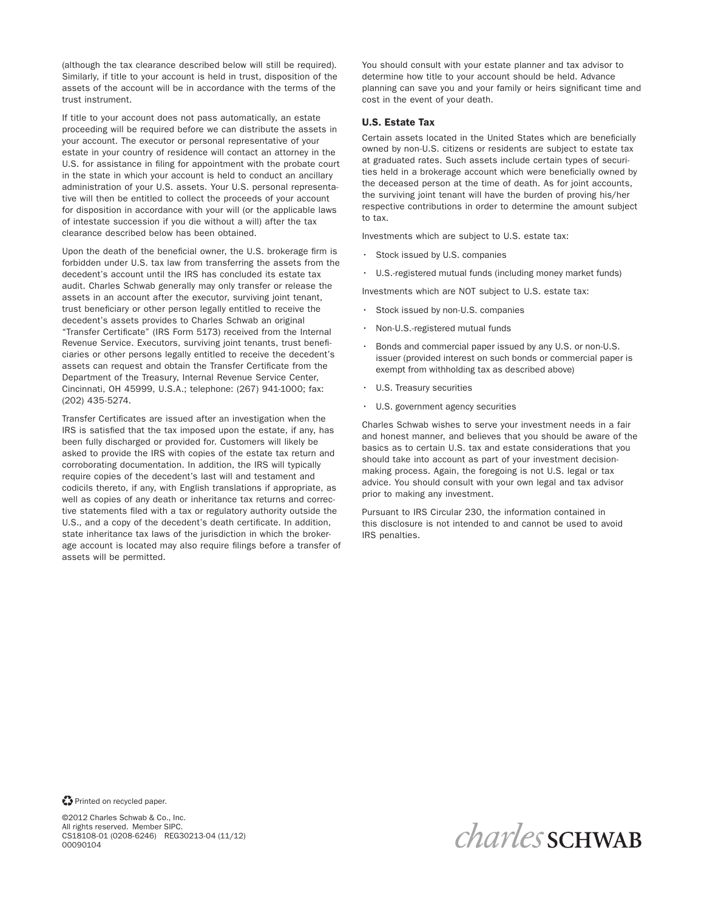(although the tax clearance described below will still be required). Similarly, if title to your account is held in trust, disposition of the assets of the account will be in accordance with the terms of the trust instrument.

If title to your account does not pass automatically, an estate proceeding will be required before we can distribute the assets in your account. The executor or personal representative of your estate in your country of residence will contact an attorney in the U.S. for assistance in filing for appointment with the probate court in the state in which your account is held to conduct an ancillary administration of your U.S. assets. Your U.S. personal representative will then be entitled to collect the proceeds of your account for disposition in accordance with your will (or the applicable laws of intestate succession if you die without a will) after the tax clearance described below has been obtained.

Upon the death of the beneficial owner, the U.S. brokerage firm is forbidden under U.S. tax law from transferring the assets from the decedent's account until the IRS has concluded its estate tax audit. Charles Schwab generally may only transfer or release the assets in an account after the executor, surviving joint tenant, trust beneficiary or other person legally entitled to receive the decedent's assets provides to Charles Schwab an original "Transfer Certificate" (IRS Form 5173) received from the Internal Revenue Service. Executors, surviving joint tenants, trust beneficiaries or other persons legally entitled to receive the decedent's assets can request and obtain the Transfer Certificate from the Department of the Treasury, Internal Revenue Service Center, Cincinnati, OH 45999, U.S.A.; telephone: (267) 941-1000; fax: (202) 435-5274.

Transfer Certificates are issued after an investigation when the IRS is satisfied that the tax imposed upon the estate, if any, has been fully discharged or provided for. Customers will likely be asked to provide the IRS with copies of the estate tax return and corroborating documentation. In addition, the IRS will typically require copies of the decedent's last will and testament and codicils thereto, if any, with English translations if appropriate, as well as copies of any death or inheritance tax returns and corrective statements filed with a tax or regulatory authority outside the U.S., and a copy of the decedent's death certificate. In addition, state inheritance tax laws of the jurisdiction in which the brokerage account is located may also require filings before a transfer of assets will be permitted.

You should consult with your estate planner and tax advisor to determine how title to your account should be held. Advance planning can save you and your family or heirs significant time and cost in the event of your death.

### U.S. Estate Tax

Certain assets located in the United States which are beneficially owned by non-U.S. citizens or residents are subject to estate tax at graduated rates. Such assets include certain types of securities held in a brokerage account which were beneficially owned by the deceased person at the time of death. As for joint accounts, the surviving joint tenant will have the burden of proving his/her respective contributions in order to determine the amount subject to tax.

Investments which are subject to U.S. estate tax:

- Stock issued by U.S. companies
- U.S.-registered mutual funds (including money market funds)

Investments which are NOT subject to U.S. estate tax:

- Stock issued by non-U.S. companies
- Non-U.S.-registered mutual funds
- Bonds and commercial paper issued by any U.S. or non-U.S. issuer (provided interest on such bonds or commercial paper is exempt from withholding tax as described above)
- U.S. Treasury securities
- U.S. government agency securities

Charles Schwab wishes to serve your investment needs in a fair and honest manner, and believes that you should be aware of the basics as to certain U.S. tax and estate considerations that you should take into account as part of your investment decision-making process. Again, the foregoing is not U.S. legal or tax advice. You should consult with your own legal and tax advisor prior to making any investment.

Pursuant to IRS Circular 230, the information contained in this disclosure is not intended to and cannot be used to avoid IRS penalties.

Printed on recycled paper.

©2012 Charles Schwab & Co., Inc.
All rights reserved. Member SIPC.
CS18108-01 (0208-6246) REG30213-04 (11/12)
00090104

charles SCHWAB